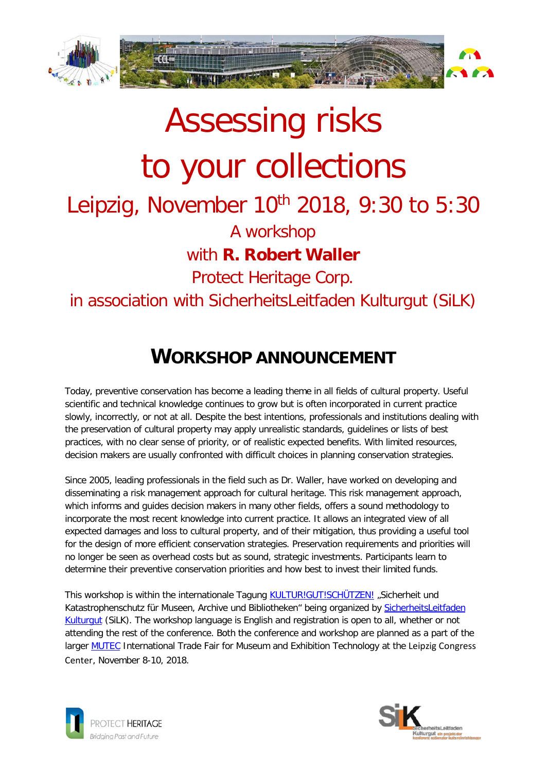# Assessing risks to your collections

## Leipzig, November 10th 2018, 9:30 to 5:30

A workshop

with **R. Robert Waller**

Protect Heritage Corp.

in association with SicherheitsLeitfaden Kulturgut (SiLK)

## WORKSHOP ANNOUNCEMENT

Today, preventive conservation has become a leading theme in all fields of cultural property. Useful scientific and technical knowledge continues to grow but is often incorporated in current practice slowly, incorrectly, or not at all. Despite the best intentions, professionals and institutions dealing with the preservation of cultural property may apply unrealistic standards, guidelines or lists of best practices, with no clear sense of priority, or of realistic expected benefits. With limited resources, decision makers are usually confronted with difficult choices in planning conservation strategies.

Since 2005, leading professionals in the field such as Dr. Waller, have worked on developing and disseminating a risk management approach for cultural heritage. This risk management approach, which informs and guides decision makers in many other fields, offers a sound methodology to incorporate the most recent knowledge into current practice. It allows an integrated view of all expected damages and loss to cultural property, and of their mitigation, thus providing a useful tool for the design of more efficient conservation strategies. Preservation requirements and priorities will no longer be seen as overhead costs but as sound, strategic investments. Participants learn to determine their preventive conservation priorities and how best to invest their limited funds.

This workshop is within the internationale Tagung KULTUR!GUT!SCHÜTZEN! „Sicherheit und Katastrophenschutz für Museen, Archive und Bibliotheken" being organized by SicherheitsLeitfaden Kulturgut (SiLK). The workshop language is English and registration is open to all, whether or not attending the rest of the conference. Both the conference and workshop are planned as a part of the larger MUTEC International Trade Fair for Museum and Exhibition Technology at the Leipzig Congress Center, November 8-10, 2018.

PROTECT HERITAGE
*Bridging Past and Future*

SiLK SicherheitsLeitfaden Kulturgut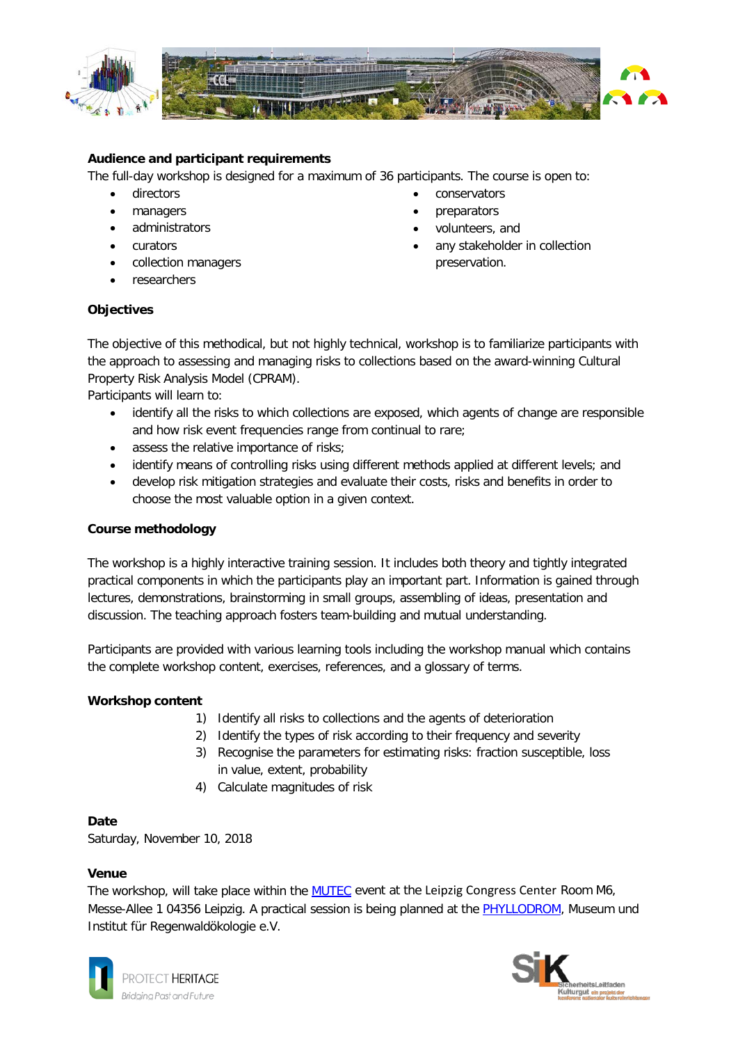**Audience and participant requirements**

The full-day workshop is designed for a maximum of 36 participants. The course is open to:

- directors
- managers
- administrators
- curators
- collection managers
- researchers
- conservators
- preparators
- volunteers, and
- any stakeholder in collection preservation.

**Objectives**

The objective of this methodical, but not highly technical, workshop is to familiarize participants with the approach to assessing and managing risks to collections based on the award-winning Cultural Property Risk Analysis Model (CPRAM).

Participants will learn to:

- identify all the risks to which collections are exposed, which agents of change are responsible and how risk event frequencies range from continual to rare;
- assess the relative importance of risks;
- identify means of controlling risks using different methods applied at different levels; and
- develop risk mitigation strategies and evaluate their costs, risks and benefits in order to choose the most valuable option in a given context.

**Course methodology**

The workshop is a highly interactive training session. It includes both theory and tightly integrated practical components in which the participants play an important part. Information is gained through lectures, demonstrations, brainstorming in small groups, assembling of ideas, presentation and discussion. The teaching approach fosters team-building and mutual understanding.

Participants are provided with various learning tools including the workshop manual which contains the complete workshop content, exercises, references, and a glossary of terms.

**Workshop content**

1) Identify all risks to collections and the agents of deterioration
2) Identify the types of risk according to their frequency and severity
3) Recognise the parameters for estimating risks: fraction susceptible, loss in value, extent, probability
4) Calculate magnitudes of risk

**Date**

Saturday, November 10, 2018

**Venue**

The workshop, will take place within the MUTEC event at the Leipzig Congress Center Room M6, Messe-Allee 1 04356 Leipzig. A practical session is being planned at the PHYLLODROM, Museum und Institut für Regenwaldökologie e.V.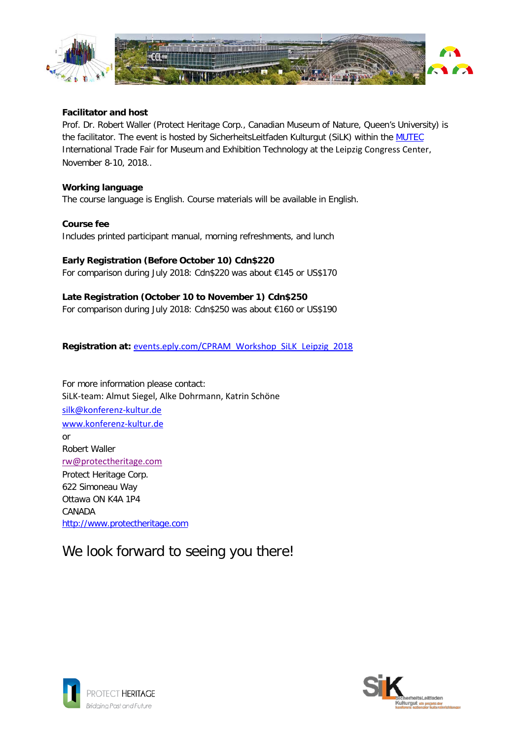**Facilitator and host**

Prof. Dr. Robert Waller (Protect Heritage Corp., Canadian Museum of Nature, Queen's University) is the facilitator. The event is hosted by SicherheitsLeitfaden Kulturgut (SiLK) within the MUTEC International Trade Fair for Museum and Exhibition Technology at the Leipzig Congress Center, November 8-10, 2018..

**Working language**

The course language is English. Course materials will be available in English.

**Course fee**

Includes printed participant manual, morning refreshments, and lunch

**Early Registration (Before October 10) Cdn$220**

For comparison during July 2018: Cdn$220 was about €145 or US$170

**Late Registration (October 10 to November 1) Cdn$250**

For comparison during July 2018: Cdn$250 was about €160 or US$190

**Registration at:** events.eply.com/CPRAM_Workshop_SiLK_Leipzig_2018

For more information please contact:
SiLK-team: Almut Siegel, Alke Dohrmann, Katrin Schöne
silk@konferenz-kultur.de
www.konferenz-kultur.de
or
Robert Waller
rw@protectheritage.com
Protect Heritage Corp.
622 Simoneau Way
Ottawa ON K4A 1P4
CANADA
http://www.protectheritage.com

We look forward to seeing you there!